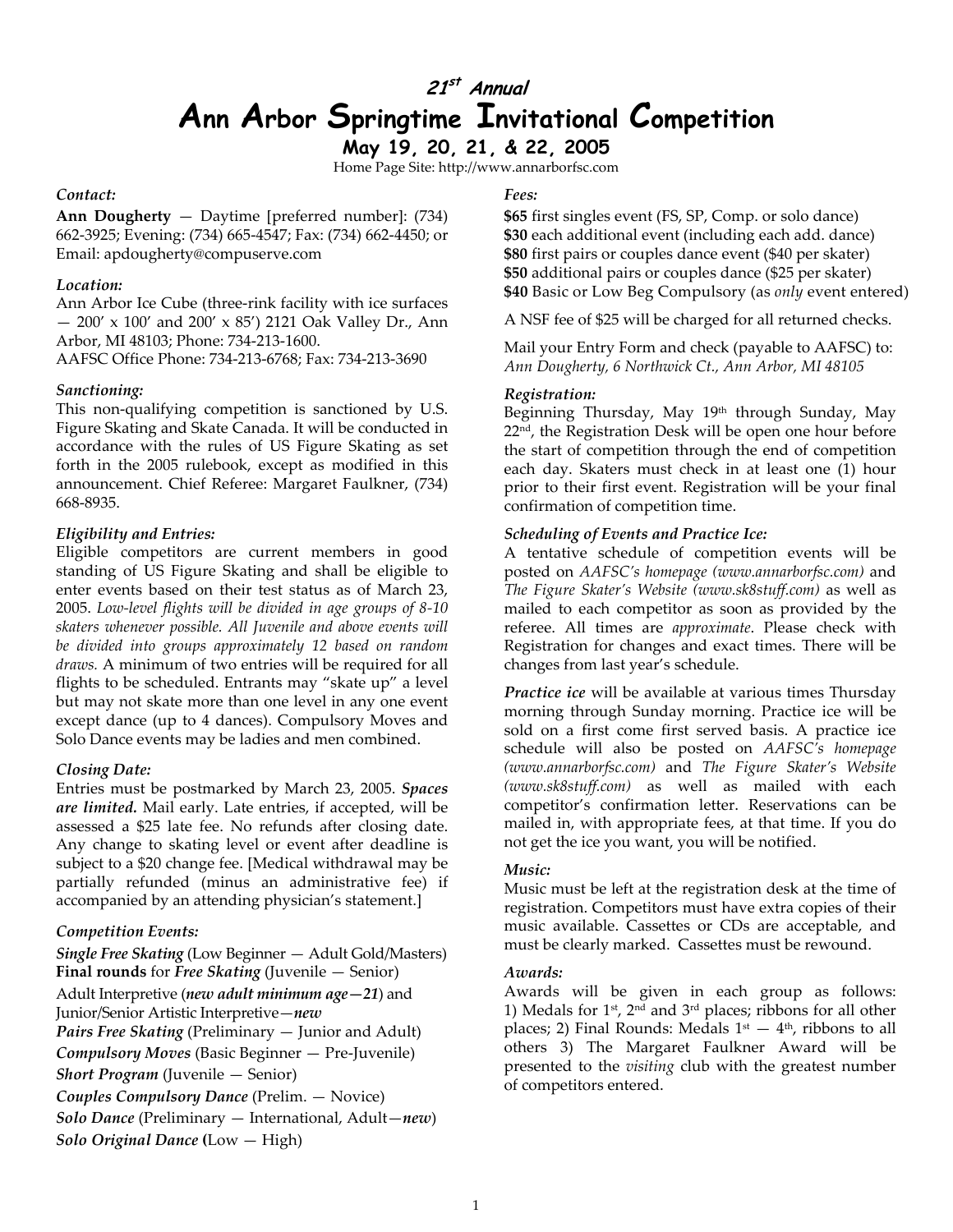# 21st Annual
# Ann Arbor Springtime Invitational Competition

**May 19, 20, 21, & 22, 2005**

Home Page Site: http://www.annarborfsc.com

### *Contact:*

**Ann Dougherty** — Daytime [preferred number]: (734) 662-3925; Evening: (734) 665-4547; Fax: (734) 662-4450; or Email: apdougherty@compuserve.com

### *Location:*

Ann Arbor Ice Cube (three-rink facility with ice surfaces — 200' x 100' and 200' x 85') 2121 Oak Valley Dr., Ann Arbor, MI 48103; Phone: 734-213-1600.
AAFSC Office Phone: 734-213-6768; Fax: 734-213-3690

### *Sanctioning:*

This non-qualifying competition is sanctioned by U.S. Figure Skating and Skate Canada. It will be conducted in accordance with the rules of US Figure Skating as set forth in the 2005 rulebook, except as modified in this announcement. Chief Referee: Margaret Faulkner, (734) 668-8935.

### *Eligibility and Entries:*

Eligible competitors are current members in good standing of US Figure Skating and shall be eligible to enter events based on their test status as of March 23, 2005. *Low-level flights will be divided in age groups of 8-10 skaters whenever possible. All Juvenile and above events will be divided into groups approximately 12 based on random draws.* A minimum of two entries will be required for all flights to be scheduled. Entrants may "skate up" a level but may not skate more than one level in any one event except dance (up to 4 dances). Compulsory Moves and Solo Dance events may be ladies and men combined.

### *Closing Date:*

Entries must be postmarked by March 23, 2005. ***Spaces are limited.*** Mail early. Late entries, if accepted, will be assessed a $25 late fee. No refunds after closing date. Any change to skating level or event after deadline is subject to a $20 change fee. [Medical withdrawal may be partially refunded (minus an administrative fee) if accompanied by an attending physician's statement.]

### *Competition Events:*

***Single Free Skating*** (Low Beginner — Adult Gold/Masters)
**Final rounds** for ***Free Skating*** (Juvenile — Senior)
Adult Interpretive (***new adult minimum age—21***) and Junior/Senior Artistic Interpretive—***new***
***Pairs Free Skating*** (Preliminary — Junior and Adult)
***Compulsory Moves*** (Basic Beginner — Pre-Juvenile)
***Short Program*** (Juvenile — Senior)
***Couples Compulsory Dance*** (Prelim. — Novice)
***Solo Dance*** (Preliminary — International, Adult—***new***)
***Solo Original Dance*** **(**Low — High)

### *Fees:*

**$65** first singles event (FS, SP, Comp. or solo dance)
**$30** each additional event (including each add. dance)
**$80** first pairs or couples dance event ($40 per skater)
**$50** additional pairs or couples dance ($25 per skater)
**$40** Basic or Low Beg Compulsory (as *only* event entered)

A NSF fee of $25 will be charged for all returned checks.

Mail your Entry Form and check (payable to AAFSC) to:
*Ann Dougherty, 6 Northwick Ct., Ann Arbor, MI 48105*

### *Registration:*

Beginning Thursday, May 19th through Sunday, May 22nd, the Registration Desk will be open one hour before the start of competition through the end of competition each day. Skaters must check in at least one (1) hour prior to their first event. Registration will be your final confirmation of competition time.

### *Scheduling of Events and Practice Ice:*

A tentative schedule of competition events will be posted on *AAFSC's homepage (www.annarborfsc.com)* and *The Figure Skater's Website (www.sk8stuff.com)* as well as mailed to each competitor as soon as provided by the referee. All times are *approximate*. Please check with Registration for changes and exact times. There will be changes from last year's schedule.

***Practice ice*** will be available at various times Thursday morning through Sunday morning. Practice ice will be sold on a first come first served basis. A practice ice schedule will also be posted on *AAFSC's homepage (www.annarborfsc.com)* and *The Figure Skater's Website (www.sk8stuff.com)* as well as mailed with each competitor's confirmation letter. Reservations can be mailed in, with appropriate fees, at that time. If you do not get the ice you want, you will be notified.

### *Music:*

Music must be left at the registration desk at the time of registration. Competitors must have extra copies of their music available. Cassettes or CDs are acceptable, and must be clearly marked. Cassettes must be rewound.

### *Awards:*

Awards will be given in each group as follows: 1) Medals for 1st, 2nd and 3rd places; ribbons for all other places; 2) Final Rounds: Medals 1st — 4th, ribbons to all others 3) The Margaret Faulkner Award will be presented to the *visiting* club with the greatest number of competitors entered.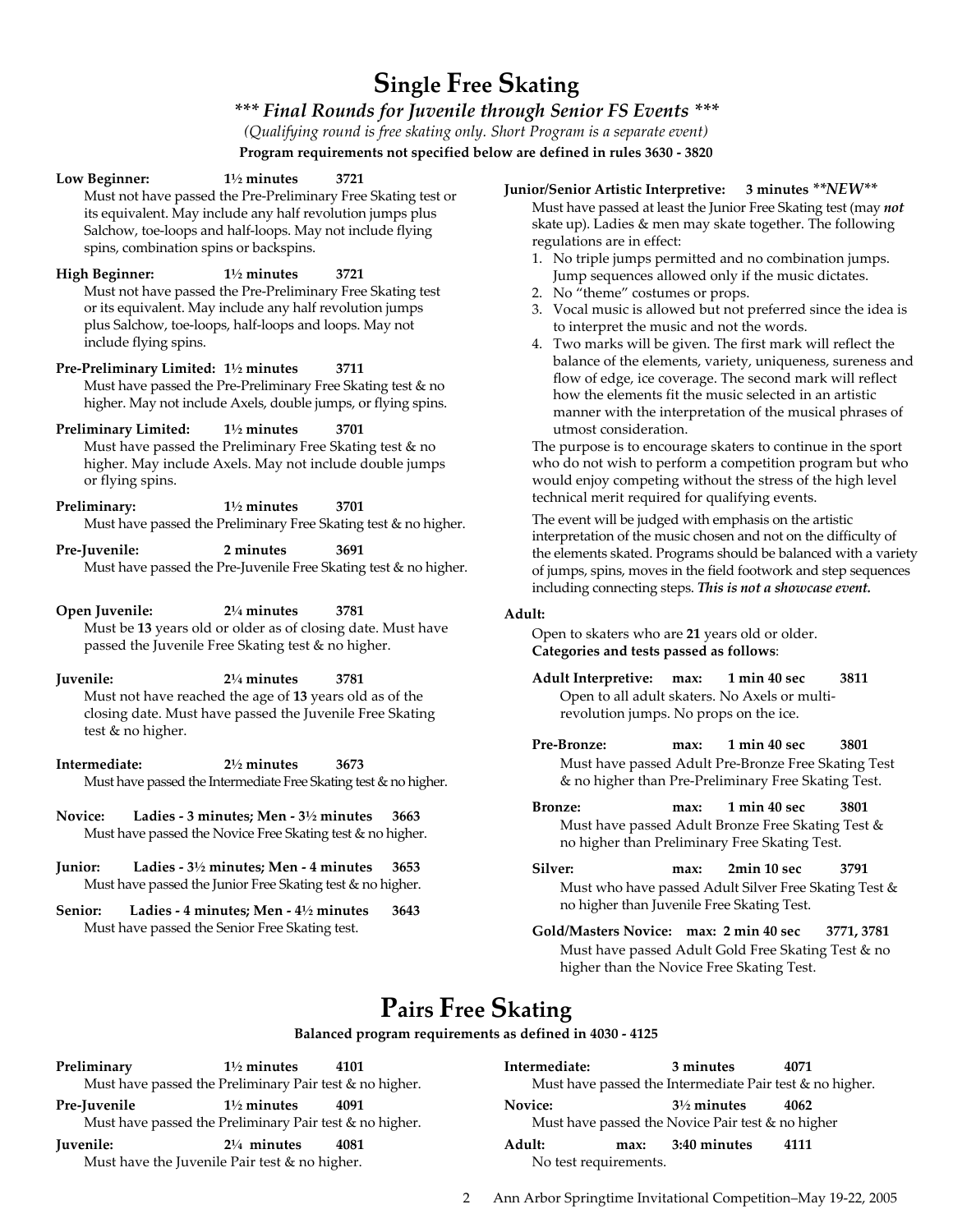# Single Free Skating

***\*\*\* Final Rounds for Juvenile through Senior FS Events \*\*\****

*(Qualifying round is free skating only. Short Program is a separate event)*

**Program requirements not specified below are defined in rules 3630 - 3820**

**Low Beginner: 1½ minutes 3721**
Must not have passed the Pre-Preliminary Free Skating test or its equivalent. May include any half revolution jumps plus Salchow, toe-loops and half-loops. May not include flying spins, combination spins or backspins.

**High Beginner: 1½ minutes 3721**
Must not have passed the Pre-Preliminary Free Skating test or its equivalent. May include any half revolution jumps plus Salchow, toe-loops, half-loops and loops. May not include flying spins.

**Pre-Preliminary Limited: 1½ minutes 3711**
Must have passed the Pre-Preliminary Free Skating test & no higher. May not include Axels, double jumps, or flying spins.

**Preliminary Limited: 1½ minutes 3701**
Must have passed the Preliminary Free Skating test & no higher. May include Axels. May not include double jumps or flying spins.

**Preliminary: 1½ minutes 3701**
Must have passed the Preliminary Free Skating test & no higher.

**Pre-Juvenile: 2 minutes 3691**
Must have passed the Pre-Juvenile Free Skating test & no higher.

**Open Juvenile: 2¼ minutes 3781**
Must be **13** years old or older as of closing date. Must have passed the Juvenile Free Skating test & no higher.

**Juvenile: 2¼ minutes 3781**
Must not have reached the age of **13** years old as of the closing date. Must have passed the Juvenile Free Skating test & no higher.

**Intermediate: 2½ minutes 3673**
Must have passed the Intermediate Free Skating test & no higher.

**Novice: Ladies - 3 minutes; Men - 3½ minutes 3663**
Must have passed the Novice Free Skating test & no higher.

**Junior: Ladies - 3½ minutes; Men - 4 minutes 3653**
Must have passed the Junior Free Skating test & no higher.

**Senior: Ladies - 4 minutes; Men - 4½ minutes 3643**
Must have passed the Senior Free Skating test.

**Junior/Senior Artistic Interpretive: 3 minutes *\*\*NEW\*\****
Must have passed at least the Junior Free Skating test (may ***not*** skate up). Ladies & men may skate together. The following regulations are in effect:

1. No triple jumps permitted and no combination jumps. Jump sequences allowed only if the music dictates.
2. No "theme" costumes or props.
3. Vocal music is allowed but not preferred since the idea is to interpret the music and not the words.
4. Two marks will be given. The first mark will reflect the balance of the elements, variety, uniqueness, sureness and flow of edge, ice coverage. The second mark will reflect how the elements fit the music selected in an artistic manner with the interpretation of the musical phrases of utmost consideration.

The purpose is to encourage skaters to continue in the sport who do not wish to perform a competition program but who would enjoy competing without the stress of the high level technical merit required for qualifying events.

The event will be judged with emphasis on the artistic interpretation of the music chosen and not on the difficulty of the elements skated. Programs should be balanced with a variety of jumps, spins, moves in the field footwork and step sequences including connecting steps. ***This is not a showcase event.***

**Adult:**
Open to skaters who are **21** years old or older.
**Categories and tests passed as follows**:

**Adult Interpretive: max: 1 min 40 sec 3811**
Open to all adult skaters. No Axels or multi-revolution jumps. No props on the ice.

**Pre-Bronze: max: 1 min 40 sec 3801**
Must have passed Adult Pre-Bronze Free Skating Test & no higher than Pre-Preliminary Free Skating Test.

**Bronze: max: 1 min 40 sec 3801**
Must have passed Adult Bronze Free Skating Test & no higher than Preliminary Free Skating Test.

**Silver: max: 2min 10 sec 3791**
Must who have passed Adult Silver Free Skating Test & no higher than Juvenile Free Skating Test.

**Gold/Masters Novice: max: 2 min 40 sec 3771, 3781**
Must have passed Adult Gold Free Skating Test & no higher than the Novice Free Skating Test.

# Pairs Free Skating

**Balanced program requirements as defined in 4030 - 4125**

**Preliminary 1½ minutes 4101**
Must have passed the Preliminary Pair test & no higher.

**Pre-Juvenile 1½ minutes 4091**
Must have passed the Preliminary Pair test & no higher.

**Juvenile: 2¼ minutes 4081**
Must have the Juvenile Pair test & no higher.

**Intermediate: 3 minutes 4071**
Must have passed the Intermediate Pair test & no higher.

**Novice: 3½ minutes 4062**
Must have passed the Novice Pair test & no higher

**Adult: max: 3:40 minutes 4111**
No test requirements.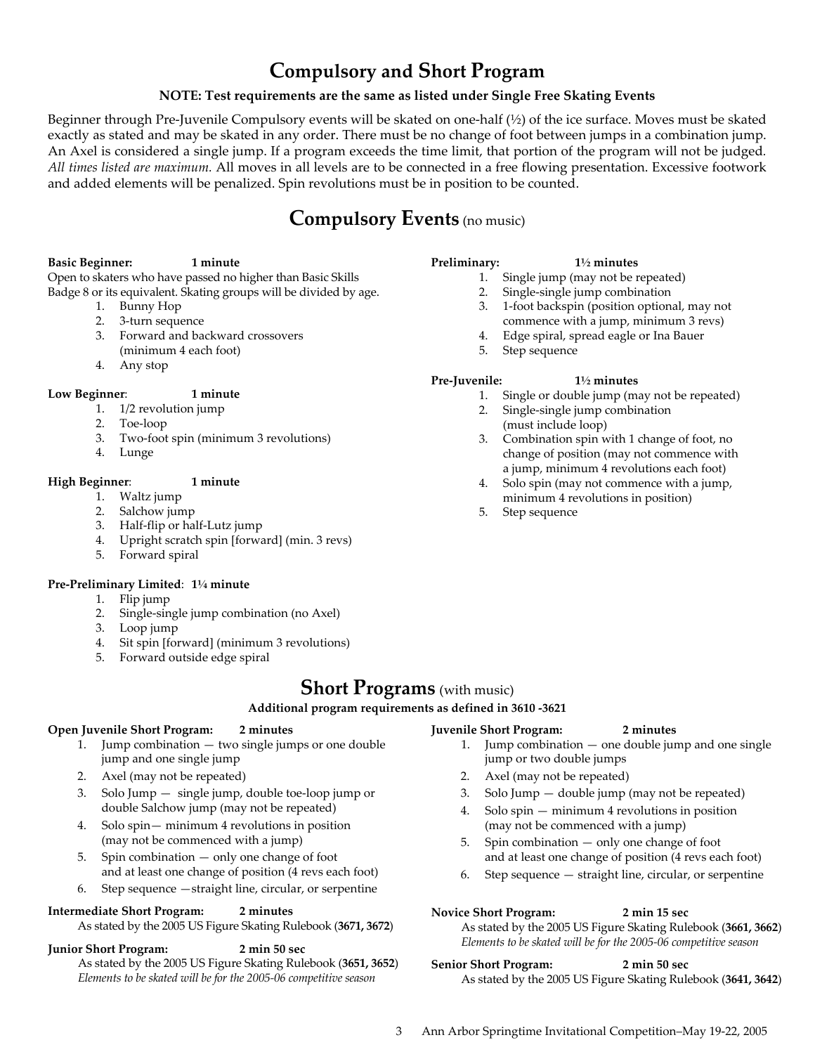# Compulsory and Short Program

**NOTE: Test requirements are the same as listed under Single Free Skating Events**

Beginner through Pre-Juvenile Compulsory events will be skated on one-half (½) of the ice surface. Moves must be skated exactly as stated and may be skated in any order. There must be no change of foot between jumps in a combination jump. An Axel is considered a single jump. If a program exceeds the time limit, that portion of the program will not be judged. *All times listed are maximum.* All moves in all levels are to be connected in a free flowing presentation. Excessive footwork and added elements will be penalized. Spin revolutions must be in position to be counted.

## Compulsory Events (no music)

**Basic Beginner: 1 minute**
Open to skaters who have passed no higher than Basic Skills Badge 8 or its equivalent. Skating groups will be divided by age.

1. Bunny Hop
2. 3-turn sequence
3. Forward and backward crossovers (minimum 4 each foot)
4. Any stop

**Low Beginner: 1 minute**

1. 1/2 revolution jump
2. Toe-loop
3. Two-foot spin (minimum 3 revolutions)
4. Lunge

**High Beginner: 1 minute**

1. Waltz jump
2. Salchow jump
3. Half-flip or half-Lutz jump
4. Upright scratch spin [forward] (min. 3 revs)
5. Forward spiral

**Pre-Preliminary Limited: 1¼ minute**

1. Flip jump
2. Single-single jump combination (no Axel)
3. Loop jump
4. Sit spin [forward] (minimum 3 revolutions)
5. Forward outside edge spiral

**Preliminary: 1½ minutes**

1. Single jump (may not be repeated)
2. Single-single jump combination
3. 1-foot backspin (position optional, may not commence with a jump, minimum 3 revs)
4. Edge spiral, spread eagle or Ina Bauer
5. Step sequence

**Pre-Juvenile: 1½ minutes**

1. Single or double jump (may not be repeated)
2. Single-single jump combination (must include loop)
3. Combination spin with 1 change of foot, no change of position (may not commence with a jump, minimum 4 revolutions each foot)
4. Solo spin (may not commence with a jump, minimum 4 revolutions in position)
5. Step sequence

## Short Programs (with music)

**Additional program requirements as defined in 3610 -3621**

**Open Juvenile Short Program: 2 minutes**

1. Jump combination — two single jumps or one double jump and one single jump
2. Axel (may not be repeated)
3. Solo Jump — single jump, double toe-loop jump or double Salchow jump (may not be repeated)
4. Solo spin— minimum 4 revolutions in position (may not be commenced with a jump)
5. Spin combination — only one change of foot and at least one change of position (4 revs each foot)
6. Step sequence —straight line, circular, or serpentine

**Intermediate Short Program: 2 minutes**
As stated by the 2005 US Figure Skating Rulebook (**3671, 3672**)

**Junior Short Program: 2 min 50 sec**
As stated by the 2005 US Figure Skating Rulebook (**3651, 3652**)
*Elements to be skated will be for the 2005-06 competitive season*

**Juvenile Short Program: 2 minutes**

1. Jump combination — one double jump and one single jump or two double jumps
2. Axel (may not be repeated)
3. Solo Jump — double jump (may not be repeated)
4. Solo spin — minimum 4 revolutions in position (may not be commenced with a jump)
5. Spin combination — only one change of foot and at least one change of position (4 revs each foot)
6. Step sequence — straight line, circular, or serpentine

**Novice Short Program: 2 min 15 sec**
As stated by the 2005 US Figure Skating Rulebook (**3661, 3662**)
*Elements to be skated will be for the 2005-06 competitive season*

**Senior Short Program: 2 min 50 sec**
As stated by the 2005 US Figure Skating Rulebook (**3641, 3642**)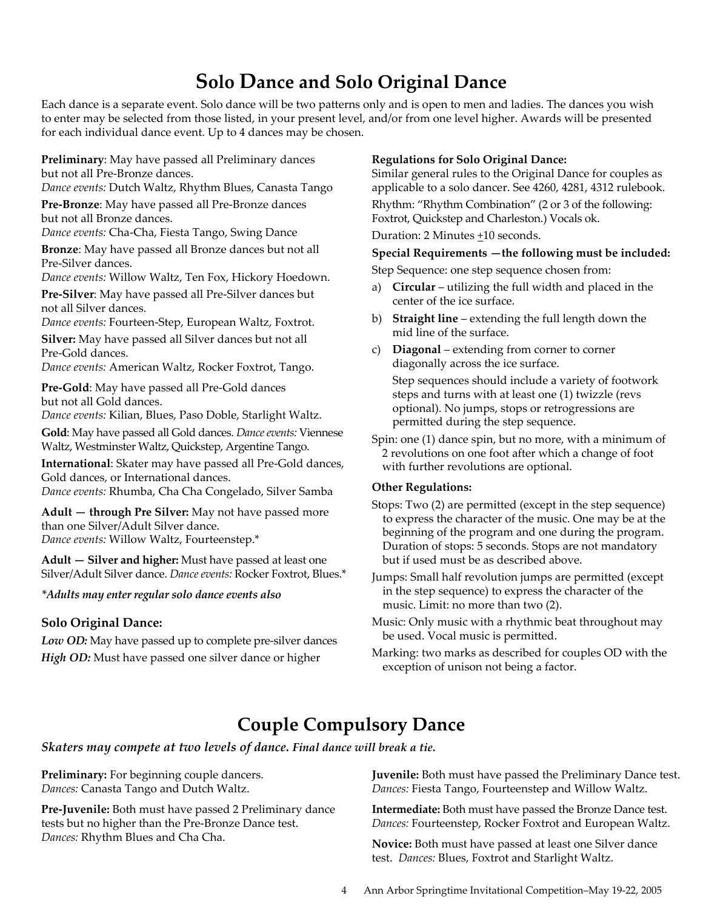# Solo Dance and Solo Original Dance

Each dance is a separate event. Solo dance will be two patterns only and is open to men and ladies. The dances you wish to enter may be selected from those listed, in your present level, and/or from one level higher. Awards will be presented for each individual dance event. Up to 4 dances may be chosen.

**Preliminary**: May have passed all Preliminary dances but not all Pre-Bronze dances.
*Dance events:* Dutch Waltz, Rhythm Blues, Canasta Tango

**Pre-Bronze**: May have passed all Pre-Bronze dances but not all Bronze dances.
*Dance events:* Cha-Cha, Fiesta Tango, Swing Dance

**Bronze**: May have passed all Bronze dances but not all Pre-Silver dances.
*Dance events:* Willow Waltz, Ten Fox, Hickory Hoedown.

**Pre-Silver**: May have passed all Pre-Silver dances but not all Silver dances.
*Dance events:* Fourteen-Step, European Waltz, Foxtrot.

**Silver:** May have passed all Silver dances but not all Pre-Gold dances.
*Dance events:* American Waltz, Rocker Foxtrot, Tango.

**Pre-Gold**: May have passed all Pre-Gold dances but not all Gold dances.
*Dance events:* Kilian, Blues, Paso Doble, Starlight Waltz.

**Gold**: May have passed all Gold dances. *Dance events:* Viennese Waltz, Westminster Waltz, Quickstep, Argentine Tango.

**International**: Skater may have passed all Pre-Gold dances, Gold dances, or International dances.
*Dance events:* Rhumba, Cha Cha Congelado, Silver Samba

**Adult — through Pre Silver:** May not have passed more than one Silver/Adult Silver dance.
*Dance events:* Willow Waltz, Fourteenstep.*

**Adult — Silver and higher:** Must have passed at least one Silver/Adult Silver dance. *Dance events:* Rocker Foxtrot, Blues.*

***Adults may enter regular solo dance events also***

### Solo Original Dance:

***Low OD:*** May have passed up to complete pre-silver dances
***High OD:*** Must have passed one silver dance or higher

**Regulations for Solo Original Dance:**
Similar general rules to the Original Dance for couples as applicable to a solo dancer. See 4260, 4281, 4312 rulebook.

Rhythm: "Rhythm Combination" (2 or 3 of the following: Foxtrot, Quickstep and Charleston.) Vocals ok.

Duration: 2 Minutes ±10 seconds.

**Special Requirements —the following must be included:**

Step Sequence: one step sequence chosen from:

a) **Circular** – utilizing the full width and placed in the center of the ice surface.
b) **Straight line** – extending the full length down the mid line of the surface.
c) **Diagonal** – extending from corner to corner diagonally across the ice surface.

Step sequences should include a variety of footwork steps and turns with at least one (1) twizzle (revs optional). No jumps, stops or retrogressions are permitted during the step sequence.

Spin: one (1) dance spin, but no more, with a minimum of 2 revolutions on one foot after which a change of foot with further revolutions are optional.

**Other Regulations:**

Stops: Two (2) are permitted (except in the step sequence) to express the character of the music. One may be at the beginning of the program and one during the program. Duration of stops: 5 seconds. Stops are not mandatory but if used must be as described above.

Jumps: Small half revolution jumps are permitted (except in the step sequence) to express the character of the music. Limit: no more than two (2).

Music: Only music with a rhythmic beat throughout may be used. Vocal music is permitted.

Marking: two marks as described for couples OD with the exception of unison not being a factor.

# Couple Compulsory Dance

***Skaters may compete at two levels of dance. Final dance will break a tie.***

**Preliminary:** For beginning couple dancers.
*Dances:* Canasta Tango and Dutch Waltz.

**Pre-Juvenile:** Both must have passed 2 Preliminary dance tests but no higher than the Pre-Bronze Dance test.
*Dances:* Rhythm Blues and Cha Cha.

**Juvenile:** Both must have passed the Preliminary Dance test.
*Dances:* Fiesta Tango, Fourteenstep and Willow Waltz.

**Intermediate:** Both must have passed the Bronze Dance test.
*Dances:* Fourteenstep, Rocker Foxtrot and European Waltz.

**Novice:** Both must have passed at least one Silver dance test. *Dances:* Blues, Foxtrot and Starlight Waltz.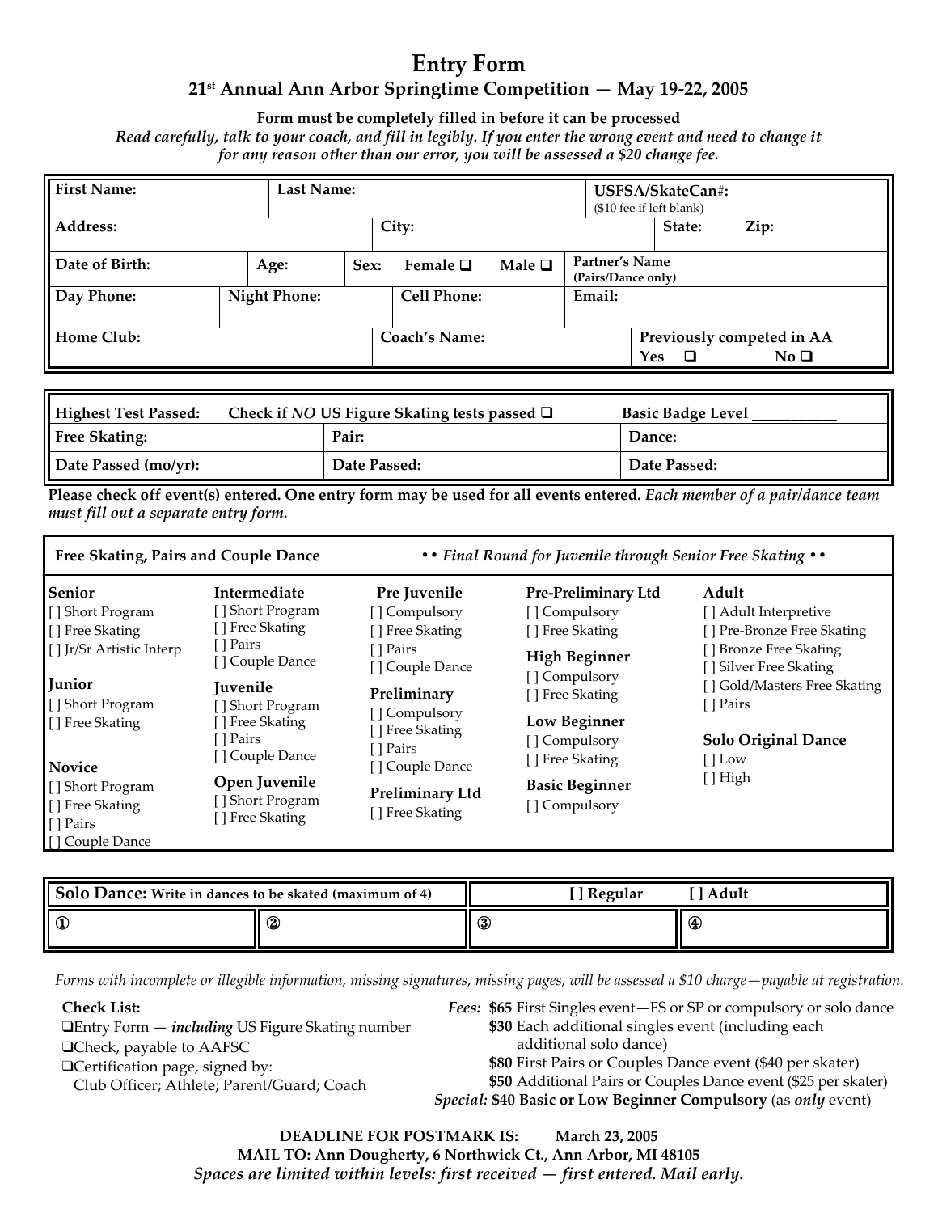# Entry Form

## 21st Annual Ann Arbor Springtime Competition — May 19-22, 2005

**Form must be completely filled in before it can be processed**

*Read carefully, talk to your coach, and fill in legibly. If you enter the wrong event and need to change it for any reason other than our error, you will be assessed a $20 change fee.*

| **First Name:** | **Last Name:** | | **USFSA/SkateCan#:** ($10 fee if left blank) | |
|---|---|---|---|---|
| **Address:** | **City:** | | **State:** | **Zip:** |
| **Date of Birth:** | **Age:** | **Sex:** Female ❑ Male ❑ | **Partner's Name (Pairs/Dance only)** | |
| **Day Phone:** | **Night Phone:** | **Cell Phone:** | **Email:** | |
| **Home Club:** | | **Coach's Name:** | **Previously competed in AA** Yes ❑ No ❑ | |

| **Highest Test Passed:** **Check if *NO* US Figure Skating tests passed ❑** | | **Basic Badge Level ___________** |
|---|---|---|
| **Free Skating:** | **Pair:** | **Dance:** |
| **Date Passed (mo/yr):** | **Date Passed:** | **Date Passed:** |

**Please check off event(s) entered. One entry form may be used for all events entered.** ***Each member of a pair/dance team must fill out a separate entry form.***

### Free Skating, Pairs and Couple Dance

*•• Final Round for Juvenile through Senior Free Skating ••*

**Senior**
[ ] Short Program
[ ] Free Skating
[ ] Jr/Sr Artistic Interp

**Junior**
[ ] Short Program
[ ] Free Skating

**Novice**
[ ] Short Program
[ ] Free Skating
[ ] Pairs
[ ] Couple Dance

**Intermediate**
[ ] Short Program
[ ] Free Skating
[ ] Pairs
[ ] Couple Dance

**Juvenile**
[ ] Short Program
[ ] Free Skating
[ ] Pairs
[ ] Couple Dance

**Open Juvenile**
[ ] Short Program
[ ] Free Skating

**Pre Juvenile**
[ ] Compulsory
[ ] Free Skating
[ ] Pairs
[ ] Couple Dance

**Preliminary**
[ ] Compulsory
[ ] Free Skating
[ ] Pairs
[ ] Couple Dance

**Preliminary Ltd**
[ ] Free Skating

**Pre-Preliminary Ltd**
[ ] Compulsory
[ ] Free Skating

**High Beginner**
[ ] Compulsory
[ ] Free Skating

**Low Beginner**
[ ] Compulsory
[ ] Free Skating

**Basic Beginner**
[ ] Compulsory

**Adult**
[ ] Adult Interpretive
[ ] Pre-Bronze Free Skating
[ ] Bronze Free Skating
[ ] Silver Free Skating
[ ] Gold/Masters Free Skating
[ ] Pairs

**Solo Original Dance**
[ ] Low
[ ] High

| **Solo Dance: Write in dances to be skated (maximum of 4)** | | **[ ] Regular [ ] Adult** | |
|---|---|---|---|
| ① | ② | ③ | ④ |

*Forms with incomplete or illegible information, missing signatures, missing pages, will be assessed a $10 charge—payable at registration.*

**Check List:**
- ❑Entry Form — ***including*** US Figure Skating number
- ❑Check, payable to AAFSC
- ❑Certification page, signed by: Club Officer; Athlete; Parent/Guard; Coach

***Fees:*** **$65** First Singles event—FS or SP or compulsory or solo dance
**$30** Each additional singles event (including each additional solo dance)
**$80** First Pairs or Couples Dance event ($40 per skater)
**$50** Additional Pairs or Couples Dance event ($25 per skater)
***Special:*** **$40 Basic or Low Beginner Compulsory** (as *only* event)

**DEADLINE FOR POSTMARK IS: March 23, 2005**
**MAIL TO: Ann Dougherty, 6 Northwick Ct., Ann Arbor, MI 48105**
***Spaces are limited within levels: first received — first entered. Mail early.***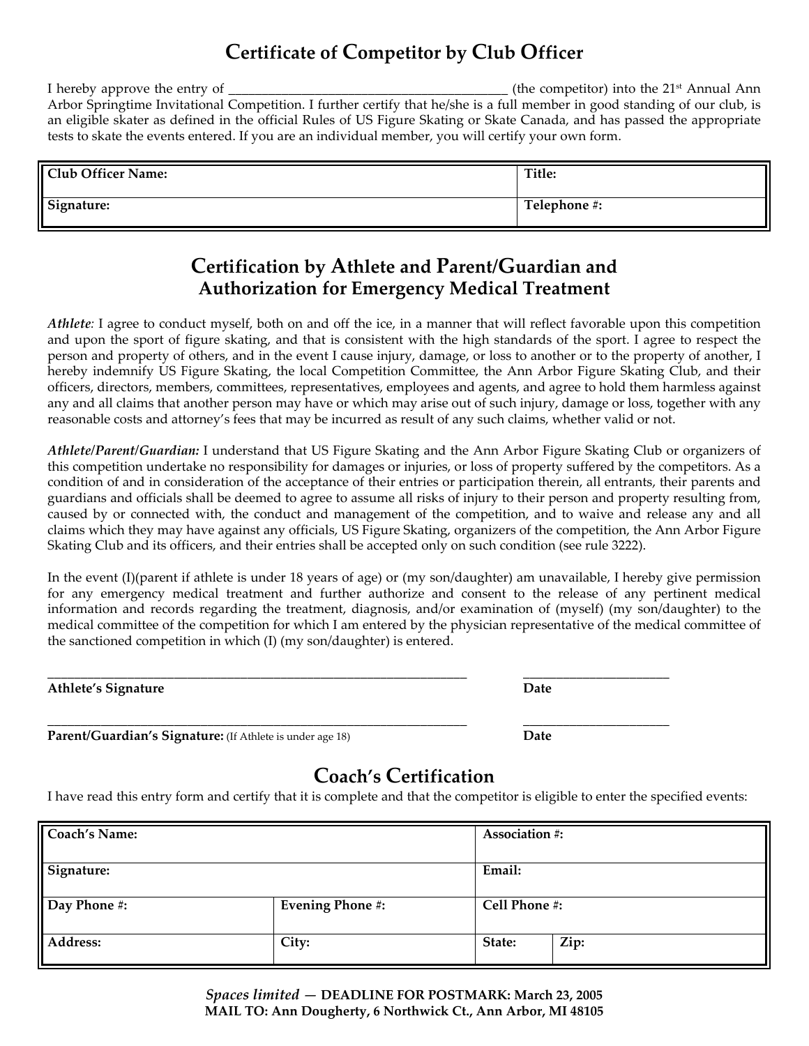## Certificate of Competitor by Club Officer

I hereby approve the entry of __________________________________________ (the competitor) into the 21st Annual Ann Arbor Springtime Invitational Competition. I further certify that he/she is a full member in good standing of our club, is an eligible skater as defined in the official Rules of US Figure Skating or Skate Canada, and has passed the appropriate tests to skate the events entered. If you are an individual member, you will certify your own form.

| **Club Officer Name:** | **Title:** |
|---|---|
| **Signature:** | **Telephone #:** |

## Certification by Athlete and Parent/Guardian and Authorization for Emergency Medical Treatment

*Athlete:* I agree to conduct myself, both on and off the ice, in a manner that will reflect favorable upon this competition and upon the sport of figure skating, and that is consistent with the high standards of the sport. I agree to respect the person and property of others, and in the event I cause injury, damage, or loss to another or to the property of another, I hereby indemnify US Figure Skating, the local Competition Committee, the Ann Arbor Figure Skating Club, and their officers, directors, members, committees, representatives, employees and agents, and agree to hold them harmless against any and all claims that another person may have or which may arise out of such injury, damage or loss, together with any reasonable costs and attorney's fees that may be incurred as result of any such claims, whether valid or not.

***Athlete/Parent/Guardian:*** I understand that US Figure Skating and the Ann Arbor Figure Skating Club or organizers of this competition undertake no responsibility for damages or injuries, or loss of property suffered by the competitors. As a condition of and in consideration of the acceptance of their entries or participation therein, all entrants, their parents and guardians and officials shall be deemed to agree to assume all risks of injury to their person and property resulting from, caused by or connected with, the conduct and management of the competition, and to waive and release any and all claims which they may have against any officials, US Figure Skating, organizers of the competition, the Ann Arbor Figure Skating Club and its officers, and their entries shall be accepted only on such condition (see rule 3222).

In the event (I)(parent if athlete is under 18 years of age) or (my son/daughter) am unavailable, I hereby give permission for any emergency medical treatment and further authorize and consent to the release of any pertinent medical information and records regarding the treatment, diagnosis, and/or examination of (myself) (my son/daughter) to the medical committee of the competition for which I am entered by the physician representative of the medical committee of the sanctioned competition in which (I) (my son/daughter) is entered.

______________________________________________ ______________________
**Athlete's Signature** **Date**

______________________________________________ ______________________
**Parent/Guardian's Signature:** (If Athlete is under age 18) **Date**

## Coach's Certification

I have read this entry form and certify that it is complete and that the competitor is eligible to enter the specified events:

| **Coach's Name:** | | **Association #:** | |
|---|---|---|---|
| **Signature:** | | **Email:** | |
| **Day Phone #:** | **Evening Phone #:** | **Cell Phone #:** | |
| **Address:** | **City:** | **State:** | **Zip:** |

*Spaces limited* — **DEADLINE FOR POSTMARK: March 23, 2005**
**MAIL TO: Ann Dougherty, 6 Northwick Ct., Ann Arbor, MI 48105**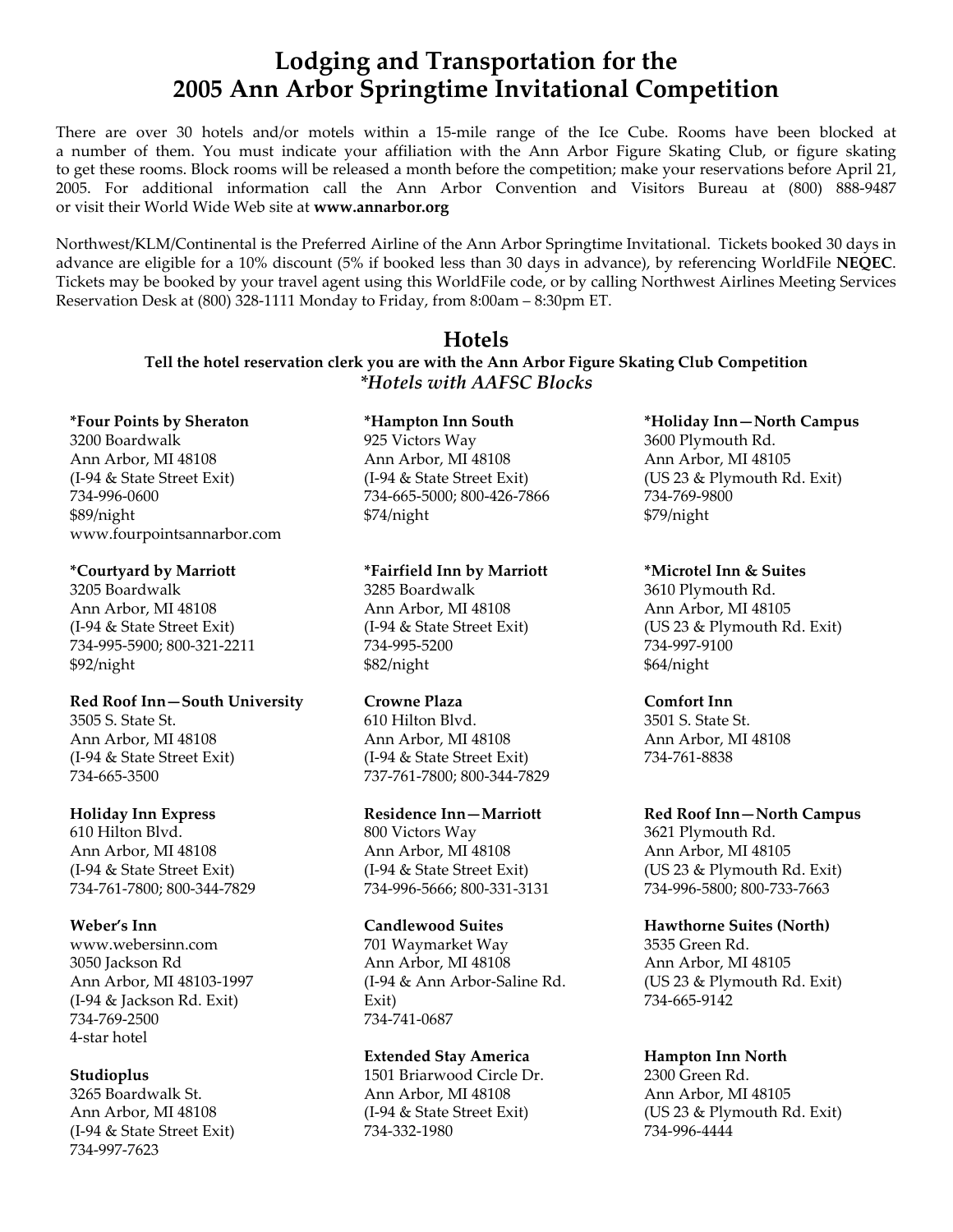# Lodging and Transportation for the 2005 Ann Arbor Springtime Invitational Competition

There are over 30 hotels and/or motels within a 15-mile range of the Ice Cube. Rooms have been blocked at a number of them. You must indicate your affiliation with the Ann Arbor Figure Skating Club, or figure skating to get these rooms. Block rooms will be released a month before the competition; make your reservations before April 21, 2005. For additional information call the Ann Arbor Convention and Visitors Bureau at (800) 888-9487 or visit their World Wide Web site at **www.annarbor.org**

Northwest/KLM/Continental is the Preferred Airline of the Ann Arbor Springtime Invitational. Tickets booked 30 days in advance are eligible for a 10% discount (5% if booked less than 30 days in advance), by referencing WorldFile **NEQEC**. Tickets may be booked by your travel agent using this WorldFile code, or by calling Northwest Airlines Meeting Services Reservation Desk at (800) 328-1111 Monday to Friday, from 8:00am – 8:30pm ET.

## Hotels

**Tell the hotel reservation clerk you are with the Ann Arbor Figure Skating Club Competition**

***Hotels with AAFSC Blocks***

**\*Four Points by Sheraton**
3200 Boardwalk
Ann Arbor, MI 48108
(I-94 & State Street Exit)
734-996-0600
$89/night
www.fourpointsannarbor.com

**\*Courtyard by Marriott**
3205 Boardwalk
Ann Arbor, MI 48108
(I-94 & State Street Exit)
734-995-5900; 800-321-2211
$92/night

**Red Roof Inn—South University**
3505 S. State St.
Ann Arbor, MI 48108
(I-94 & State Street Exit)
734-665-3500

**Holiday Inn Express**
610 Hilton Blvd.
Ann Arbor, MI 48108
(I-94 & State Street Exit)
734-761-7800; 800-344-7829

**Weber's Inn**
www.webersinn.com
3050 Jackson Rd
Ann Arbor, MI 48103-1997
(I-94 & Jackson Rd. Exit)
734-769-2500
4-star hotel

**Studioplus**
3265 Boardwalk St.
Ann Arbor, MI 48108
(I-94 & State Street Exit)
734-997-7623

**\*Hampton Inn South**
925 Victors Way
Ann Arbor, MI 48108
(I-94 & State Street Exit)
734-665-5000; 800-426-7866
$74/night

**\*Fairfield Inn by Marriott**
3285 Boardwalk
Ann Arbor, MI 48108
(I-94 & State Street Exit)
734-995-5200
$82/night

**Crowne Plaza**
610 Hilton Blvd.
Ann Arbor, MI 48108
(I-94 & State Street Exit)
737-761-7800; 800-344-7829

**Residence Inn—Marriott**
800 Victors Way
Ann Arbor, MI 48108
(I-94 & State Street Exit)
734-996-5666; 800-331-3131

**Candlewood Suites**
701 Waymarket Way
Ann Arbor, MI 48108
(I-94 & Ann Arbor-Saline Rd. Exit)
734-741-0687

**Extended Stay America**
1501 Briarwood Circle Dr.
Ann Arbor, MI 48108
(I-94 & State Street Exit)
734-332-1980

**\*Holiday Inn—North Campus**
3600 Plymouth Rd.
Ann Arbor, MI 48105
(US 23 & Plymouth Rd. Exit)
734-769-9800
$79/night

**\*Microtel Inn & Suites**
3610 Plymouth Rd.
Ann Arbor, MI 48105
(US 23 & Plymouth Rd. Exit)
734-997-9100
$64/night

**Comfort Inn**
3501 S. State St.
Ann Arbor, MI 48108
734-761-8838

**Red Roof Inn—North Campus**
3621 Plymouth Rd.
Ann Arbor, MI 48105
(US 23 & Plymouth Rd. Exit)
734-996-5800; 800-733-7663

**Hawthorne Suites (North)**
3535 Green Rd.
Ann Arbor, MI 48105
(US 23 & Plymouth Rd. Exit)
734-665-9142

**Hampton Inn North**
2300 Green Rd.
Ann Arbor, MI 48105
(US 23 & Plymouth Rd. Exit)
734-996-4444